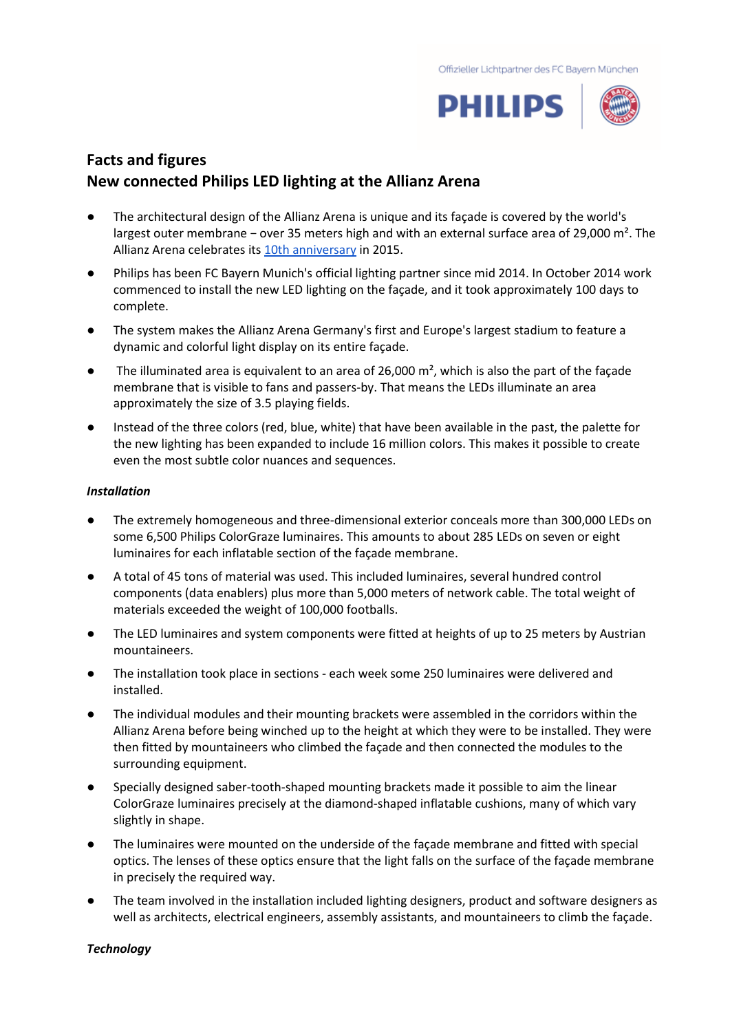Offizieller Lichtpartner des FC Bayern München

PHILIPS

## Facts and figures
## New connected Philips LED lighting at the Allianz Arena

- The architectural design of the Allianz Arena is unique and its façade is covered by the world's largest outer membrane – over 35 meters high and with an external surface area of 29,000 m². The Allianz Arena celebrates its [10th anniversary] in 2015.
- Philips has been FC Bayern Munich's official lighting partner since mid 2014. In October 2014 work commenced to install the new LED lighting on the façade, and it took approximately 100 days to complete.
- The system makes the Allianz Arena Germany's first and Europe's largest stadium to feature a dynamic and colorful light display on its entire façade.
- The illuminated area is equivalent to an area of 26,000 m², which is also the part of the façade membrane that is visible to fans and passers-by. That means the LEDs illuminate an area approximately the size of 3.5 playing fields.
- Instead of the three colors (red, blue, white) that have been available in the past, the palette for the new lighting has been expanded to include 16 million colors. This makes it possible to create even the most subtle color nuances and sequences.

***Installation***

- The extremely homogeneous and three-dimensional exterior conceals more than 300,000 LEDs on some 6,500 Philips ColorGraze luminaires. This amounts to about 285 LEDs on seven or eight luminaires for each inflatable section of the façade membrane.
- A total of 45 tons of material was used. This included luminaires, several hundred control components (data enablers) plus more than 5,000 meters of network cable. The total weight of materials exceeded the weight of 100,000 footballs.
- The LED luminaires and system components were fitted at heights of up to 25 meters by Austrian mountaineers.
- The installation took place in sections - each week some 250 luminaires were delivered and installed.
- The individual modules and their mounting brackets were assembled in the corridors within the Allianz Arena before being winched up to the height at which they were to be installed. They were then fitted by mountaineers who climbed the façade and then connected the modules to the surrounding equipment.
- Specially designed saber-tooth-shaped mounting brackets made it possible to aim the linear ColorGraze luminaires precisely at the diamond-shaped inflatable cushions, many of which vary slightly in shape.
- The luminaires were mounted on the underside of the façade membrane and fitted with special optics. The lenses of these optics ensure that the light falls on the surface of the façade membrane in precisely the required way.
- The team involved in the installation included lighting designers, product and software designers as well as architects, electrical engineers, assembly assistants, and mountaineers to climb the façade.

***Technology***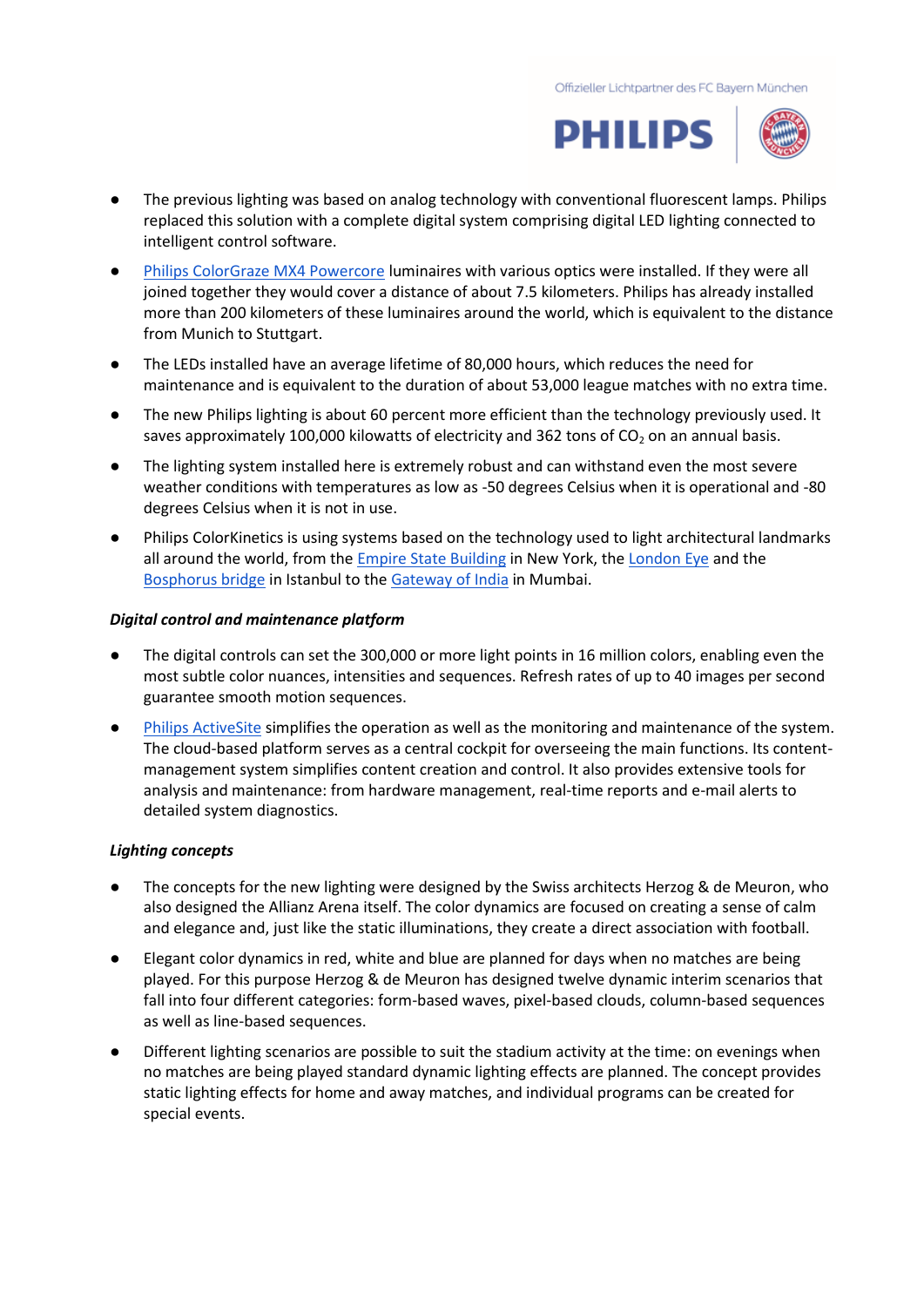- The previous lighting was based on analog technology with conventional fluorescent lamps. Philips replaced this solution with a complete digital system comprising digital LED lighting connected to intelligent control software.
- Philips ColorGraze MX4 Powercore luminaires with various optics were installed. If they were all joined together they would cover a distance of about 7.5 kilometers. Philips has already installed more than 200 kilometers of these luminaires around the world, which is equivalent to the distance from Munich to Stuttgart.
- The LEDs installed have an average lifetime of 80,000 hours, which reduces the need for maintenance and is equivalent to the duration of about 53,000 league matches with no extra time.
- The new Philips lighting is about 60 percent more efficient than the technology previously used. It saves approximately 100,000 kilowatts of electricity and 362 tons of $CO_2$ on an annual basis.
- The lighting system installed here is extremely robust and can withstand even the most severe weather conditions with temperatures as low as -50 degrees Celsius when it is operational and -80 degrees Celsius when it is not in use.
- Philips ColorKinetics is using systems based on the technology used to light architectural landmarks all around the world, from the Empire State Building in New York, the London Eye and the Bosphorus bridge in Istanbul to the Gateway of India in Mumbai.

***Digital control and maintenance platform***

- The digital controls can set the 300,000 or more light points in 16 million colors, enabling even the most subtle color nuances, intensities and sequences. Refresh rates of up to 40 images per second guarantee smooth motion sequences.
- Philips ActiveSite simplifies the operation as well as the monitoring and maintenance of the system. The cloud-based platform serves as a central cockpit for overseeing the main functions. Its content-management system simplifies content creation and control. It also provides extensive tools for analysis and maintenance: from hardware management, real-time reports and e-mail alerts to detailed system diagnostics.

***Lighting concepts***

- The concepts for the new lighting were designed by the Swiss architects Herzog & de Meuron, who also designed the Allianz Arena itself. The color dynamics are focused on creating a sense of calm and elegance and, just like the static illuminations, they create a direct association with football.
- Elegant color dynamics in red, white and blue are planned for days when no matches are being played. For this purpose Herzog & de Meuron has designed twelve dynamic interim scenarios that fall into four different categories: form-based waves, pixel-based clouds, column-based sequences as well as line-based sequences.
- Different lighting scenarios are possible to suit the stadium activity at the time: on evenings when no matches are being played standard dynamic lighting effects are planned. The concept provides static lighting effects for home and away matches, and individual programs can be created for special events.